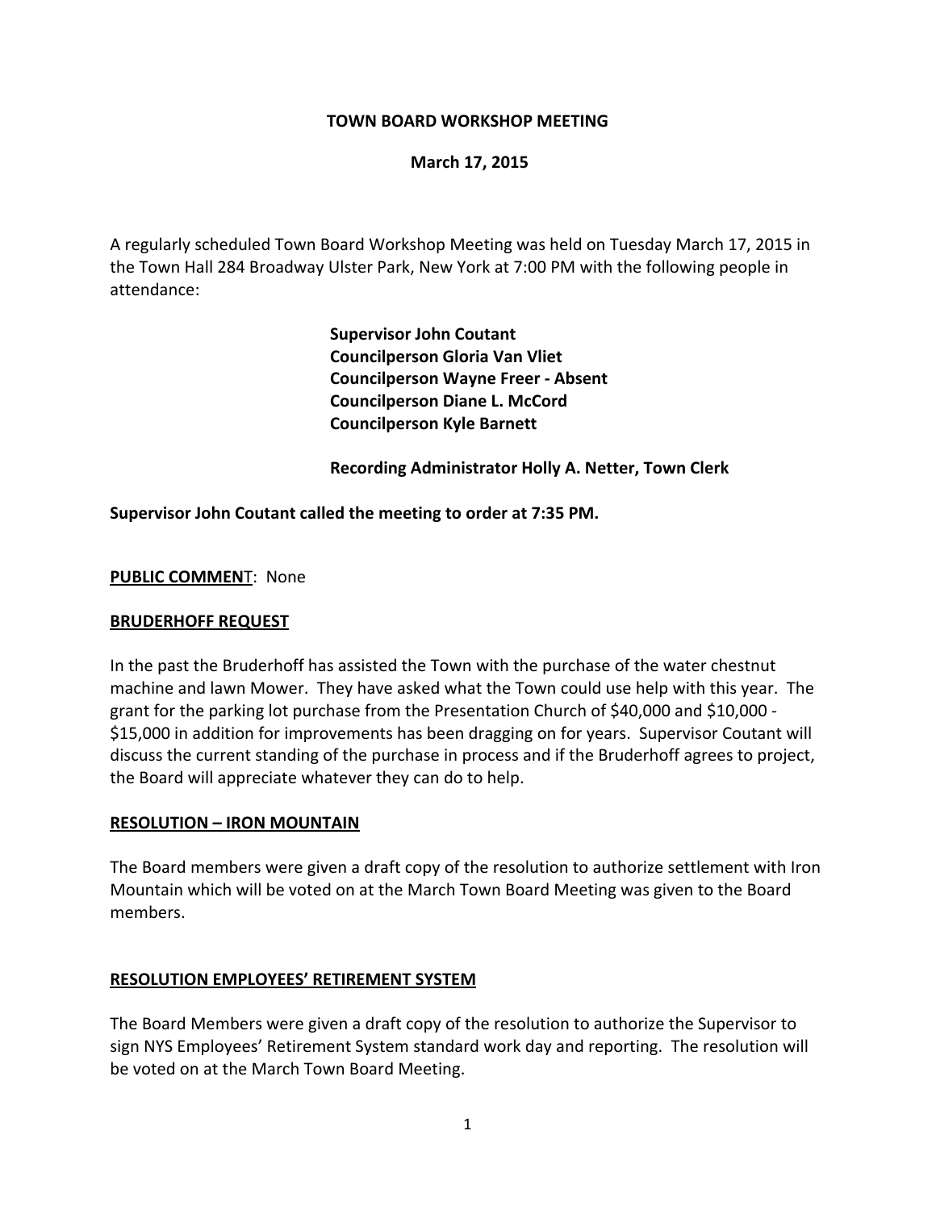**TOWN BOARD WORKSHOP MEETING**

**March 17, 2015**

A regularly scheduled Town Board Workshop Meeting was held on Tuesday March 17, 2015 in the Town Hall 284 Broadway Ulster Park, New York at 7:00 PM with the following people in attendance:

**Supervisor John Coutant**
**Councilperson Gloria Van Vliet**
**Councilperson Wayne Freer - Absent**
**Councilperson Diane L. McCord**
**Councilperson Kyle Barnett**

**Recording Administrator Holly A. Netter, Town Clerk**

**Supervisor John Coutant called the meeting to order at 7:35 PM.**

**PUBLIC COMMENT**: None

**BRUDERHOFF REQUEST**

In the past the Bruderhoff has assisted the Town with the purchase of the water chestnut machine and lawn Mower. They have asked what the Town could use help with this year. The grant for the parking lot purchase from the Presentation Church of $40,000 and $10,000 - $15,000 in addition for improvements has been dragging on for years. Supervisor Coutant will discuss the current standing of the purchase in process and if the Bruderhoff agrees to project, the Board will appreciate whatever they can do to help.

**RESOLUTION – IRON MOUNTAIN**

The Board members were given a draft copy of the resolution to authorize settlement with Iron Mountain which will be voted on at the March Town Board Meeting was given to the Board members.

**RESOLUTION EMPLOYEES' RETIREMENT SYSTEM**

The Board Members were given a draft copy of the resolution to authorize the Supervisor to sign NYS Employees' Retirement System standard work day and reporting. The resolution will be voted on at the March Town Board Meeting.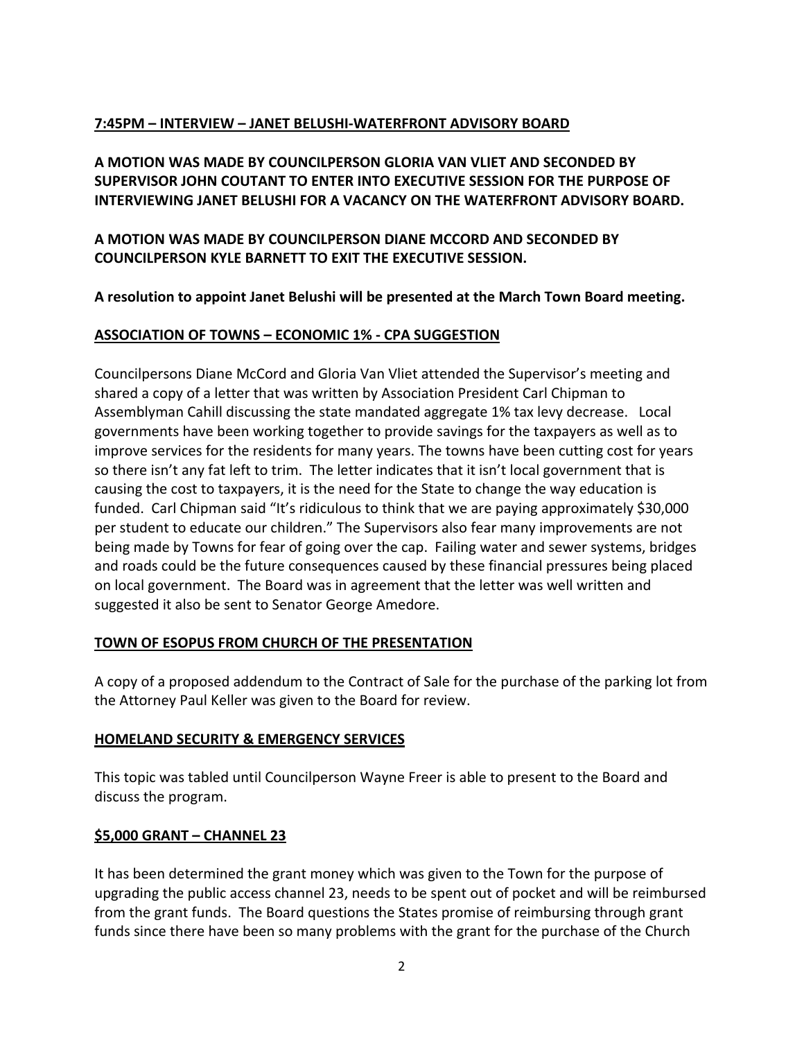**7:45PM – INTERVIEW – JANET BELUSHI-WATERFRONT ADVISORY BOARD**

**A MOTION WAS MADE BY COUNCILPERSON GLORIA VAN VLIET AND SECONDED BY SUPERVISOR JOHN COUTANT TO ENTER INTO EXECUTIVE SESSION FOR THE PURPOSE OF INTERVIEWING JANET BELUSHI FOR A VACANCY ON THE WATERFRONT ADVISORY BOARD.**

**A MOTION WAS MADE BY COUNCILPERSON DIANE MCCORD AND SECONDED BY COUNCILPERSON KYLE BARNETT TO EXIT THE EXECUTIVE SESSION.**

**A resolution to appoint Janet Belushi will be presented at the March Town Board meeting.**

**ASSOCIATION OF TOWNS – ECONOMIC 1% - CPA SUGGESTION**

Councilpersons Diane McCord and Gloria Van Vliet attended the Supervisor's meeting and shared a copy of a letter that was written by Association President Carl Chipman to Assemblyman Cahill discussing the state mandated aggregate 1% tax levy decrease. Local governments have been working together to provide savings for the taxpayers as well as to improve services for the residents for many years. The towns have been cutting cost for years so there isn't any fat left to trim. The letter indicates that it isn't local government that is causing the cost to taxpayers, it is the need for the State to change the way education is funded. Carl Chipman said "It's ridiculous to think that we are paying approximately $30,000 per student to educate our children." The Supervisors also fear many improvements are not being made by Towns for fear of going over the cap. Failing water and sewer systems, bridges and roads could be the future consequences caused by these financial pressures being placed on local government. The Board was in agreement that the letter was well written and suggested it also be sent to Senator George Amedore.

**TOWN OF ESOPUS FROM CHURCH OF THE PRESENTATION**

A copy of a proposed addendum to the Contract of Sale for the purchase of the parking lot from the Attorney Paul Keller was given to the Board for review.

**HOMELAND SECURITY & EMERGENCY SERVICES**

This topic was tabled until Councilperson Wayne Freer is able to present to the Board and discuss the program.

**$5,000 GRANT – CHANNEL 23**

It has been determined the grant money which was given to the Town for the purpose of upgrading the public access channel 23, needs to be spent out of pocket and will be reimbursed from the grant funds. The Board questions the States promise of reimbursing through grant funds since there have been so many problems with the grant for the purchase of the Church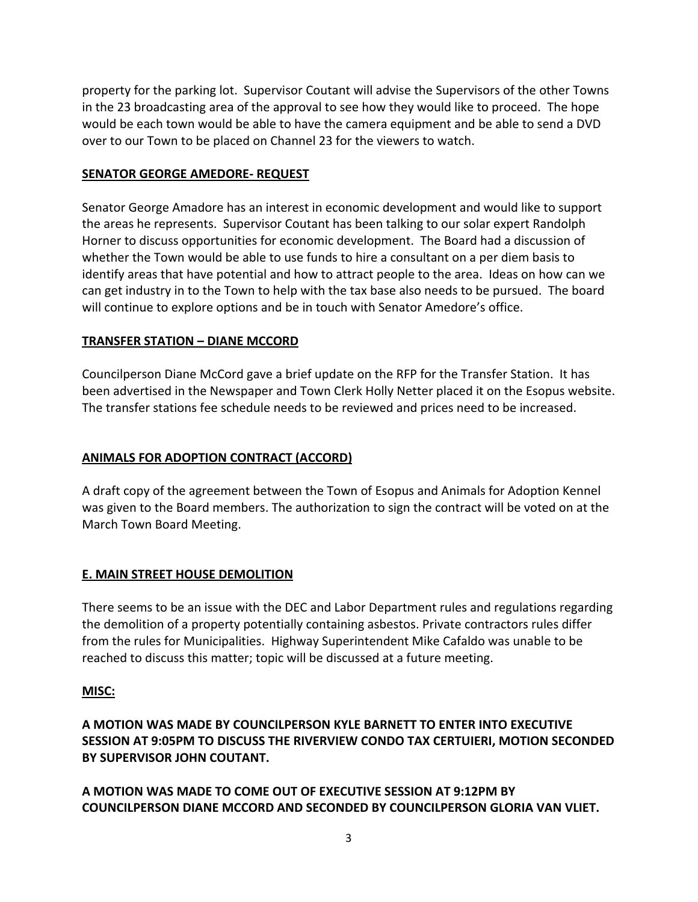property for the parking lot. Supervisor Coutant will advise the Supervisors of the other Towns in the 23 broadcasting area of the approval to see how they would like to proceed. The hope would be each town would be able to have the camera equipment and be able to send a DVD over to our Town to be placed on Channel 23 for the viewers to watch.

**SENATOR GEORGE AMEDORE- REQUEST**

Senator George Amadore has an interest in economic development and would like to support the areas he represents. Supervisor Coutant has been talking to our solar expert Randolph Horner to discuss opportunities for economic development. The Board had a discussion of whether the Town would be able to use funds to hire a consultant on a per diem basis to identify areas that have potential and how to attract people to the area. Ideas on how can we can get industry in to the Town to help with the tax base also needs to be pursued. The board will continue to explore options and be in touch with Senator Amedore's office.

**TRANSFER STATION – DIANE MCCORD**

Councilperson Diane McCord gave a brief update on the RFP for the Transfer Station. It has been advertised in the Newspaper and Town Clerk Holly Netter placed it on the Esopus website. The transfer stations fee schedule needs to be reviewed and prices need to be increased.

**ANIMALS FOR ADOPTION CONTRACT (ACCORD)**

A draft copy of the agreement between the Town of Esopus and Animals for Adoption Kennel was given to the Board members. The authorization to sign the contract will be voted on at the March Town Board Meeting.

**E. MAIN STREET HOUSE DEMOLITION**

There seems to be an issue with the DEC and Labor Department rules and regulations regarding the demolition of a property potentially containing asbestos. Private contractors rules differ from the rules for Municipalities. Highway Superintendent Mike Cafaldo was unable to be reached to discuss this matter; topic will be discussed at a future meeting.

**MISC:**

**A MOTION WAS MADE BY COUNCILPERSON KYLE BARNETT TO ENTER INTO EXECUTIVE SESSION AT 9:05PM TO DISCUSS THE RIVERVIEW CONDO TAX CERTUIERI, MOTION SECONDED BY SUPERVISOR JOHN COUTANT.**

**A MOTION WAS MADE TO COME OUT OF EXECUTIVE SESSION AT 9:12PM BY COUNCILPERSON DIANE MCCORD AND SECONDED BY COUNCILPERSON GLORIA VAN VLIET.**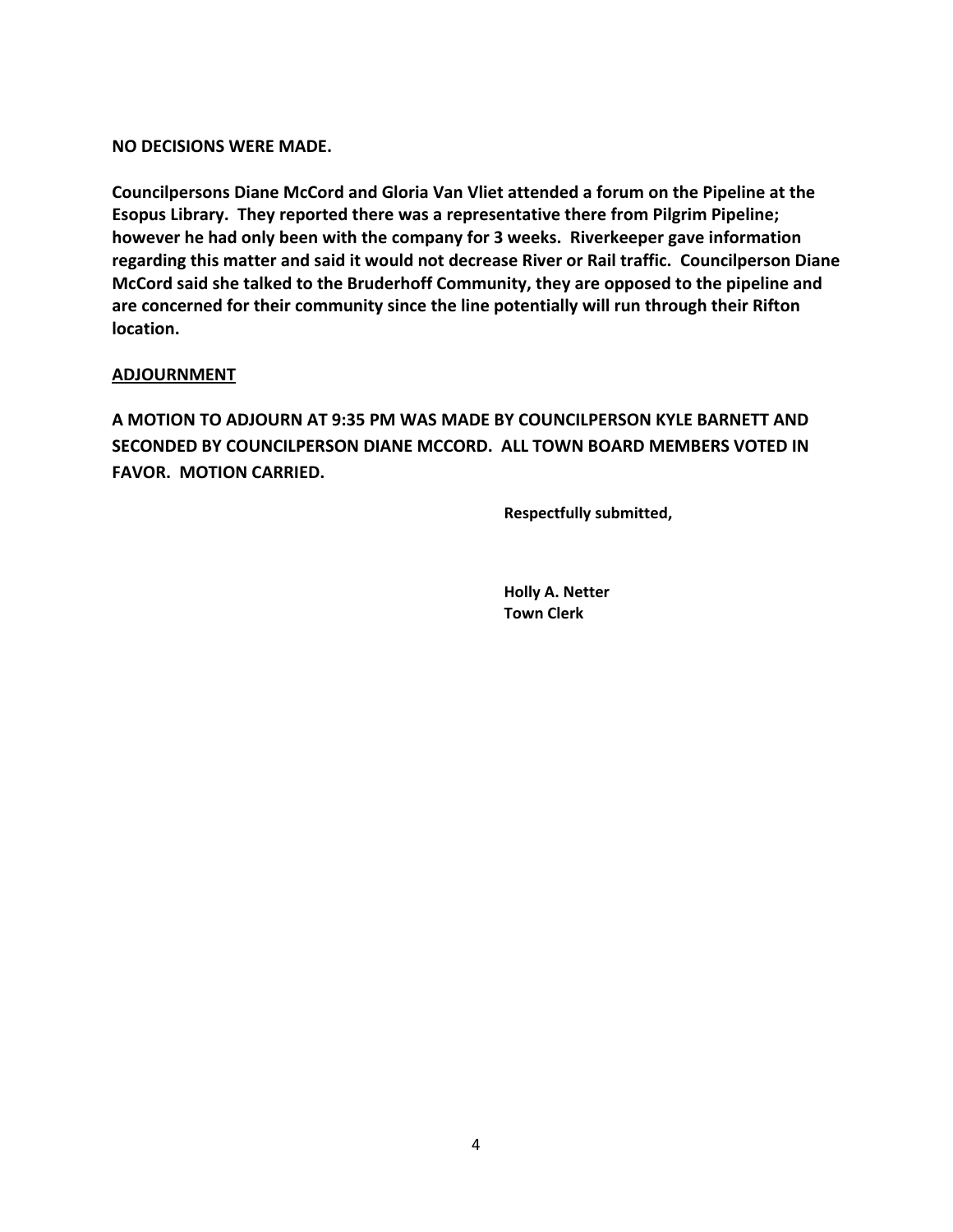**NO DECISIONS WERE MADE.**

**Councilpersons Diane McCord and Gloria Van Vliet attended a forum on the Pipeline at the Esopus Library. They reported there was a representative there from Pilgrim Pipeline; however he had only been with the company for 3 weeks. Riverkeeper gave information regarding this matter and said it would not decrease River or Rail traffic. Councilperson Diane McCord said she talked to the Bruderhoff Community, they are opposed to the pipeline and are concerned for their community since the line potentially will run through their Rifton location.**

## ADJOURNMENT

**A MOTION TO ADJOURN AT 9:35 PM WAS MADE BY COUNCILPERSON KYLE BARNETT AND SECONDED BY COUNCILPERSON DIANE MCCORD. ALL TOWN BOARD MEMBERS VOTED IN FAVOR. MOTION CARRIED.**

**Respectfully submitted,**

**Holly A. Netter**
**Town Clerk**